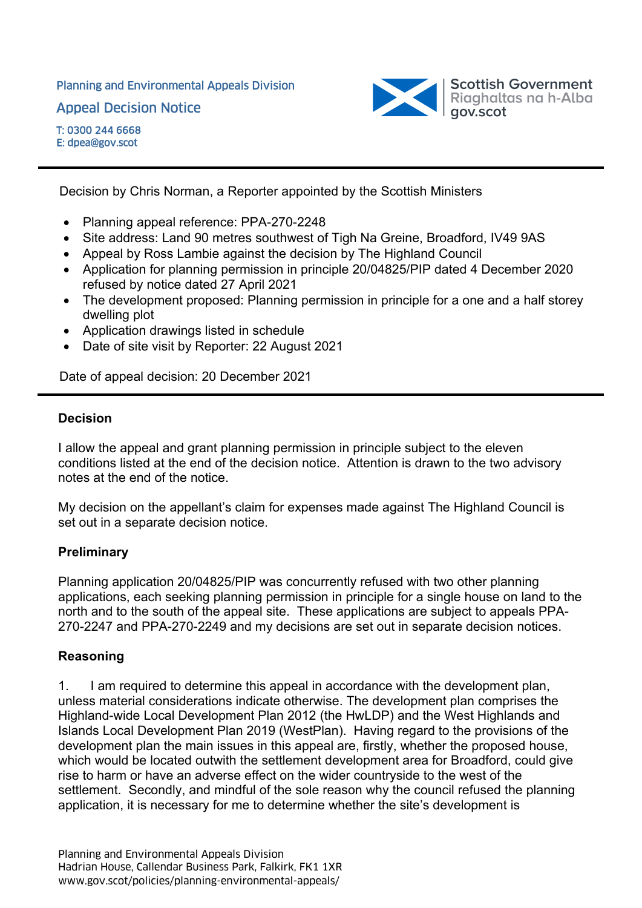Planning and Environmental Appeals Division

Appeal Decision Notice

T: 0300 244 6668
E: dpea@gov.scot

Scottish Government
Riaghaltas na h-Alba
gov.scot

---

Decision by Chris Norman, a Reporter appointed by the Scottish Ministers

- Planning appeal reference: PPA-270-2248
- Site address: Land 90 metres southwest of Tigh Na Greine, Broadford, IV49 9AS
- Appeal by Ross Lambie against the decision by The Highland Council
- Application for planning permission in principle 20/04825/PIP dated 4 December 2020 refused by notice dated 27 April 2021
- The development proposed: Planning permission in principle for a one and a half storey dwelling plot
- Application drawings listed in schedule
- Date of site visit by Reporter: 22 August 2021

Date of appeal decision: 20 December 2021

---

## Decision

I allow the appeal and grant planning permission in principle subject to the eleven conditions listed at the end of the decision notice. Attention is drawn to the two advisory notes at the end of the notice.

My decision on the appellant's claim for expenses made against The Highland Council is set out in a separate decision notice.

## Preliminary

Planning application 20/04825/PIP was concurrently refused with two other planning applications, each seeking planning permission in principle for a single house on land to the north and to the south of the appeal site. These applications are subject to appeals PPA-270-2247 and PPA-270-2249 and my decisions are set out in separate decision notices.

## Reasoning

1. I am required to determine this appeal in accordance with the development plan, unless material considerations indicate otherwise. The development plan comprises the Highland-wide Local Development Plan 2012 (the HwLDP) and the West Highlands and Islands Local Development Plan 2019 (WestPlan). Having regard to the provisions of the development plan the main issues in this appeal are, firstly, whether the proposed house, which would be located outwith the settlement development area for Broadford, could give rise to harm or have an adverse effect on the wider countryside to the west of the settlement. Secondly, and mindful of the sole reason why the council refused the planning application, it is necessary for me to determine whether the site's development is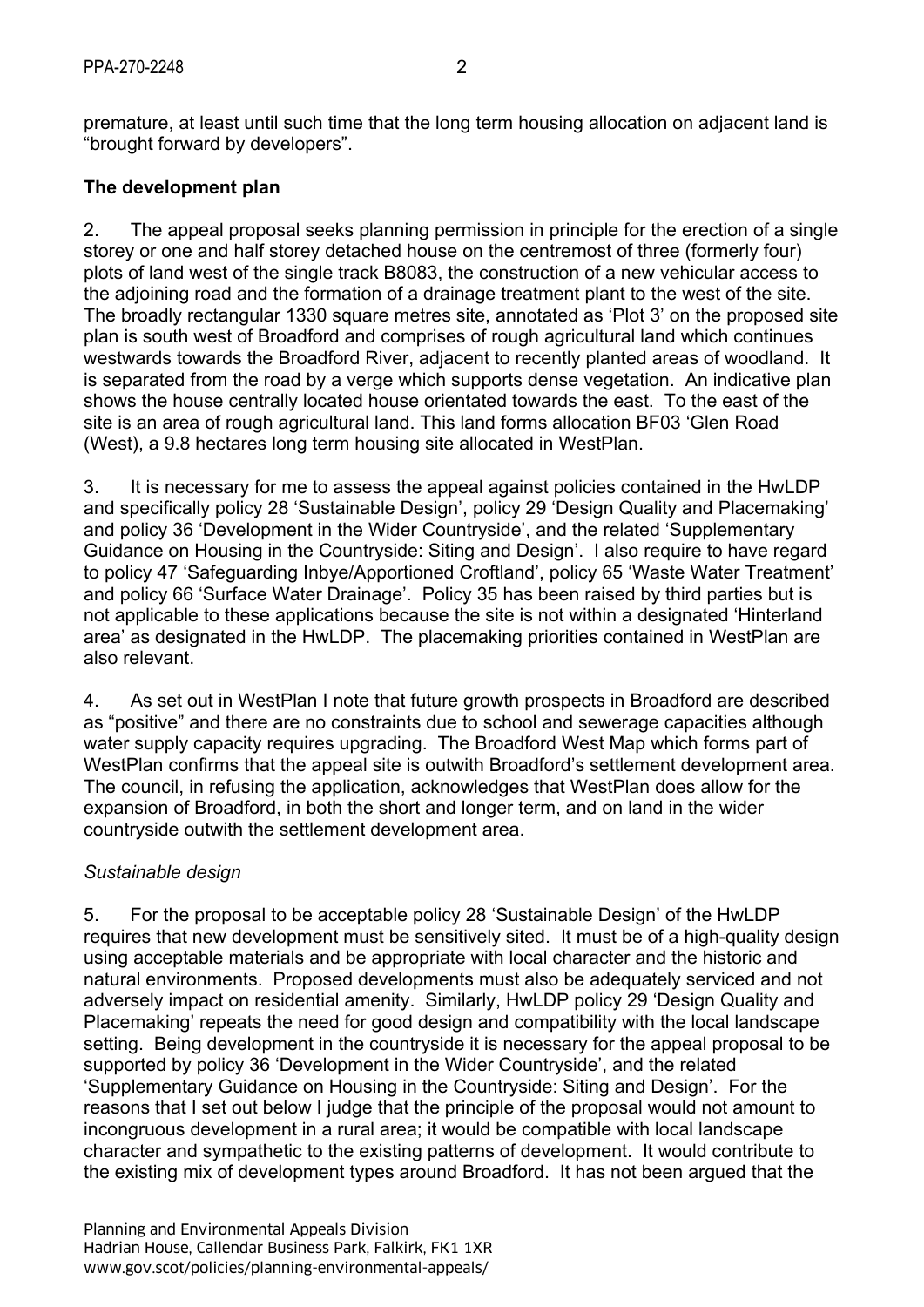premature, at least until such time that the long term housing allocation on adjacent land is "brought forward by developers".

**The development plan**

2. The appeal proposal seeks planning permission in principle for the erection of a single storey or one and half storey detached house on the centremost of three (formerly four) plots of land west of the single track B8083, the construction of a new vehicular access to the adjoining road and the formation of a drainage treatment plant to the west of the site. The broadly rectangular 1330 square metres site, annotated as 'Plot 3' on the proposed site plan is south west of Broadford and comprises of rough agricultural land which continues westwards towards the Broadford River, adjacent to recently planted areas of woodland. It is separated from the road by a verge which supports dense vegetation. An indicative plan shows the house centrally located house orientated towards the east. To the east of the site is an area of rough agricultural land. This land forms allocation BF03 'Glen Road (West), a 9.8 hectares long term housing site allocated in WestPlan.

3. It is necessary for me to assess the appeal against policies contained in the HwLDP and specifically policy 28 'Sustainable Design', policy 29 'Design Quality and Placemaking' and policy 36 'Development in the Wider Countryside', and the related 'Supplementary Guidance on Housing in the Countryside: Siting and Design'. I also require to have regard to policy 47 'Safeguarding Inbye/Apportioned Croftland', policy 65 'Waste Water Treatment' and policy 66 'Surface Water Drainage'. Policy 35 has been raised by third parties but is not applicable to these applications because the site is not within a designated 'Hinterland area' as designated in the HwLDP. The placemaking priorities contained in WestPlan are also relevant.

4. As set out in WestPlan I note that future growth prospects in Broadford are described as "positive" and there are no constraints due to school and sewerage capacities although water supply capacity requires upgrading. The Broadford West Map which forms part of WestPlan confirms that the appeal site is outwith Broadford's settlement development area. The council, in refusing the application, acknowledges that WestPlan does allow for the expansion of Broadford, in both the short and longer term, and on land in the wider countryside outwith the settlement development area.

*Sustainable design*

5. For the proposal to be acceptable policy 28 'Sustainable Design' of the HwLDP requires that new development must be sensitively sited. It must be of a high-quality design using acceptable materials and be appropriate with local character and the historic and natural environments. Proposed developments must also be adequately serviced and not adversely impact on residential amenity. Similarly, HwLDP policy 29 'Design Quality and Placemaking' repeats the need for good design and compatibility with the local landscape setting. Being development in the countryside it is necessary for the appeal proposal to be supported by policy 36 'Development in the Wider Countryside', and the related 'Supplementary Guidance on Housing in the Countryside: Siting and Design'. For the reasons that I set out below I judge that the principle of the proposal would not amount to incongruous development in a rural area; it would be compatible with local landscape character and sympathetic to the existing patterns of development. It would contribute to the existing mix of development types around Broadford. It has not been argued that the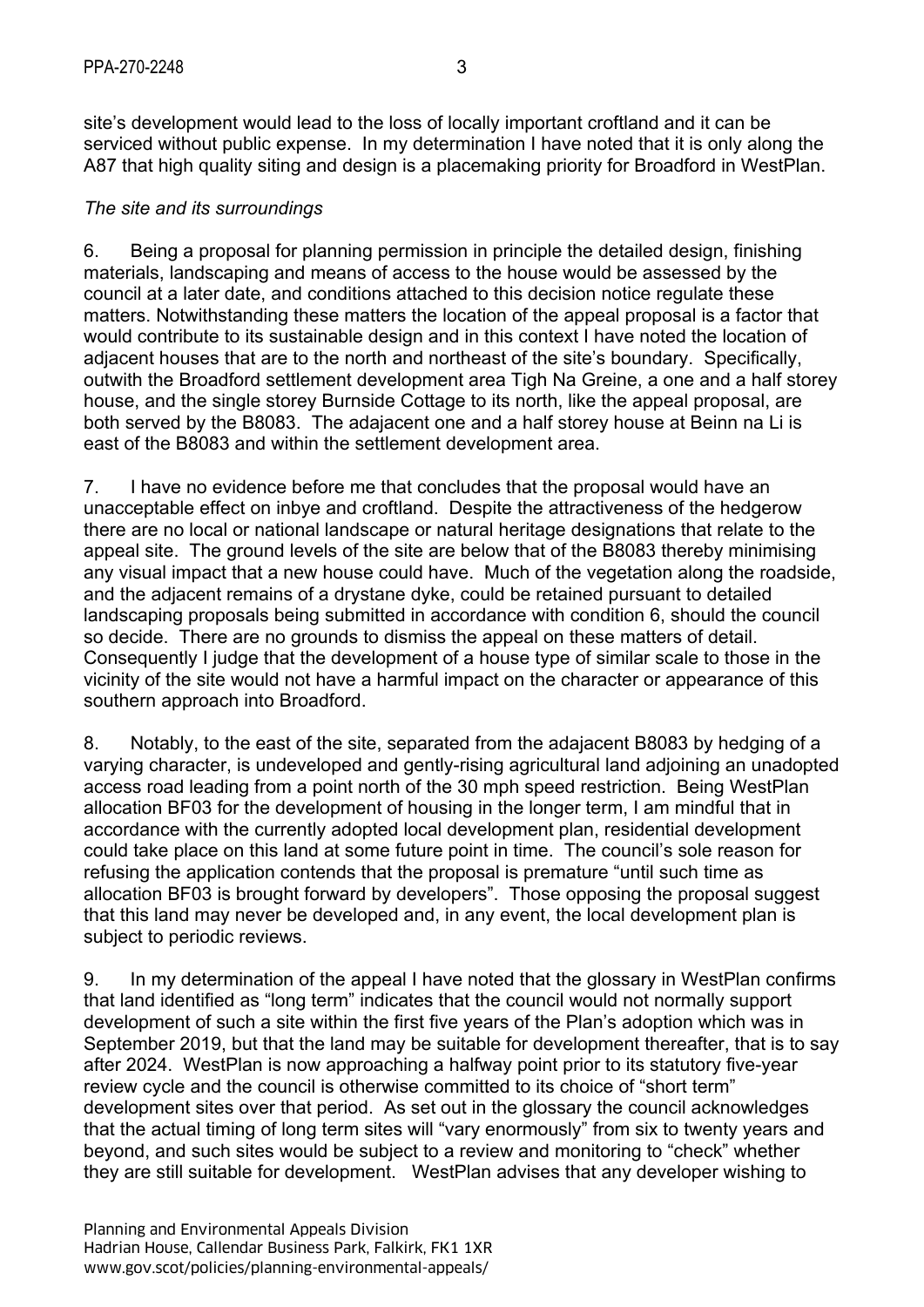site's development would lead to the loss of locally important croftland and it can be serviced without public expense. In my determination I have noted that it is only along the A87 that high quality siting and design is a placemaking priority for Broadford in WestPlan.

*The site and its surroundings*

6. Being a proposal for planning permission in principle the detailed design, finishing materials, landscaping and means of access to the house would be assessed by the council at a later date, and conditions attached to this decision notice regulate these matters. Notwithstanding these matters the location of the appeal proposal is a factor that would contribute to its sustainable design and in this context I have noted the location of adjacent houses that are to the north and northeast of the site's boundary. Specifically, outwith the Broadford settlement development area Tigh Na Greine, a one and a half storey house, and the single storey Burnside Cottage to its north, like the appeal proposal, are both served by the B8083. The adajacent one and a half storey house at Beinn na Li is east of the B8083 and within the settlement development area.

7. I have no evidence before me that concludes that the proposal would have an unacceptable effect on inbye and croftland. Despite the attractiveness of the hedgerow there are no local or national landscape or natural heritage designations that relate to the appeal site. The ground levels of the site are below that of the B8083 thereby minimising any visual impact that a new house could have. Much of the vegetation along the roadside, and the adjacent remains of a drystane dyke, could be retained pursuant to detailed landscaping proposals being submitted in accordance with condition 6, should the council so decide. There are no grounds to dismiss the appeal on these matters of detail. Consequently I judge that the development of a house type of similar scale to those in the vicinity of the site would not have a harmful impact on the character or appearance of this southern approach into Broadford.

8. Notably, to the east of the site, separated from the adajacent B8083 by hedging of a varying character, is undeveloped and gently-rising agricultural land adjoining an unadopted access road leading from a point north of the 30 mph speed restriction. Being WestPlan allocation BF03 for the development of housing in the longer term, I am mindful that in accordance with the currently adopted local development plan, residential development could take place on this land at some future point in time. The council's sole reason for refusing the application contends that the proposal is premature "until such time as allocation BF03 is brought forward by developers". Those opposing the proposal suggest that this land may never be developed and, in any event, the local development plan is subject to periodic reviews.

9. In my determination of the appeal I have noted that the glossary in WestPlan confirms that land identified as "long term" indicates that the council would not normally support development of such a site within the first five years of the Plan's adoption which was in September 2019, but that the land may be suitable for development thereafter, that is to say after 2024. WestPlan is now approaching a halfway point prior to its statutory five-year review cycle and the council is otherwise committed to its choice of "short term" development sites over that period. As set out in the glossary the council acknowledges that the actual timing of long term sites will "vary enormously" from six to twenty years and beyond, and such sites would be subject to a review and monitoring to "check" whether they are still suitable for development. WestPlan advises that any developer wishing to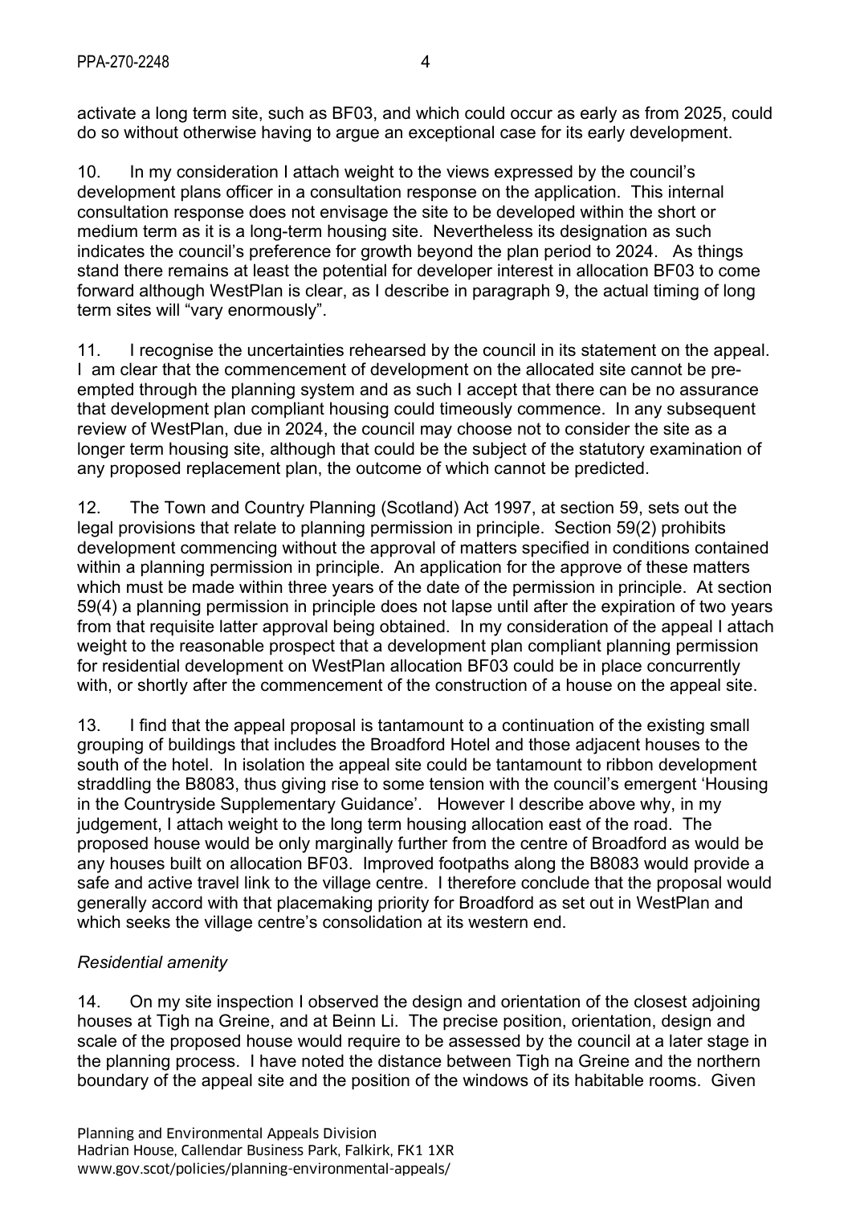activate a long term site, such as BF03, and which could occur as early as from 2025, could do so without otherwise having to argue an exceptional case for its early development.

10. In my consideration I attach weight to the views expressed by the council's development plans officer in a consultation response on the application. This internal consultation response does not envisage the site to be developed within the short or medium term as it is a long-term housing site. Nevertheless its designation as such indicates the council's preference for growth beyond the plan period to 2024. As things stand there remains at least the potential for developer interest in allocation BF03 to come forward although WestPlan is clear, as I describe in paragraph 9, the actual timing of long term sites will "vary enormously".

11. I recognise the uncertainties rehearsed by the council in its statement on the appeal. I am clear that the commencement of development on the allocated site cannot be pre-empted through the planning system and as such I accept that there can be no assurance that development plan compliant housing could timeously commence. In any subsequent review of WestPlan, due in 2024, the council may choose not to consider the site as a longer term housing site, although that could be the subject of the statutory examination of any proposed replacement plan, the outcome of which cannot be predicted.

12. The Town and Country Planning (Scotland) Act 1997, at section 59, sets out the legal provisions that relate to planning permission in principle. Section 59(2) prohibits development commencing without the approval of matters specified in conditions contained within a planning permission in principle. An application for the approve of these matters which must be made within three years of the date of the permission in principle. At section 59(4) a planning permission in principle does not lapse until after the expiration of two years from that requisite latter approval being obtained. In my consideration of the appeal I attach weight to the reasonable prospect that a development plan compliant planning permission for residential development on WestPlan allocation BF03 could be in place concurrently with, or shortly after the commencement of the construction of a house on the appeal site.

13. I find that the appeal proposal is tantamount to a continuation of the existing small grouping of buildings that includes the Broadford Hotel and those adjacent houses to the south of the hotel. In isolation the appeal site could be tantamount to ribbon development straddling the B8083, thus giving rise to some tension with the council's emergent 'Housing in the Countryside Supplementary Guidance'. However I describe above why, in my judgement, I attach weight to the long term housing allocation east of the road. The proposed house would be only marginally further from the centre of Broadford as would be any houses built on allocation BF03. Improved footpaths along the B8083 would provide a safe and active travel link to the village centre. I therefore conclude that the proposal would generally accord with that placemaking priority for Broadford as set out in WestPlan and which seeks the village centre's consolidation at its western end.

*Residential amenity*

14. On my site inspection I observed the design and orientation of the closest adjoining houses at Tigh na Greine, and at Beinn Li. The precise position, orientation, design and scale of the proposed house would require to be assessed by the council at a later stage in the planning process. I have noted the distance between Tigh na Greine and the northern boundary of the appeal site and the position of the windows of its habitable rooms. Given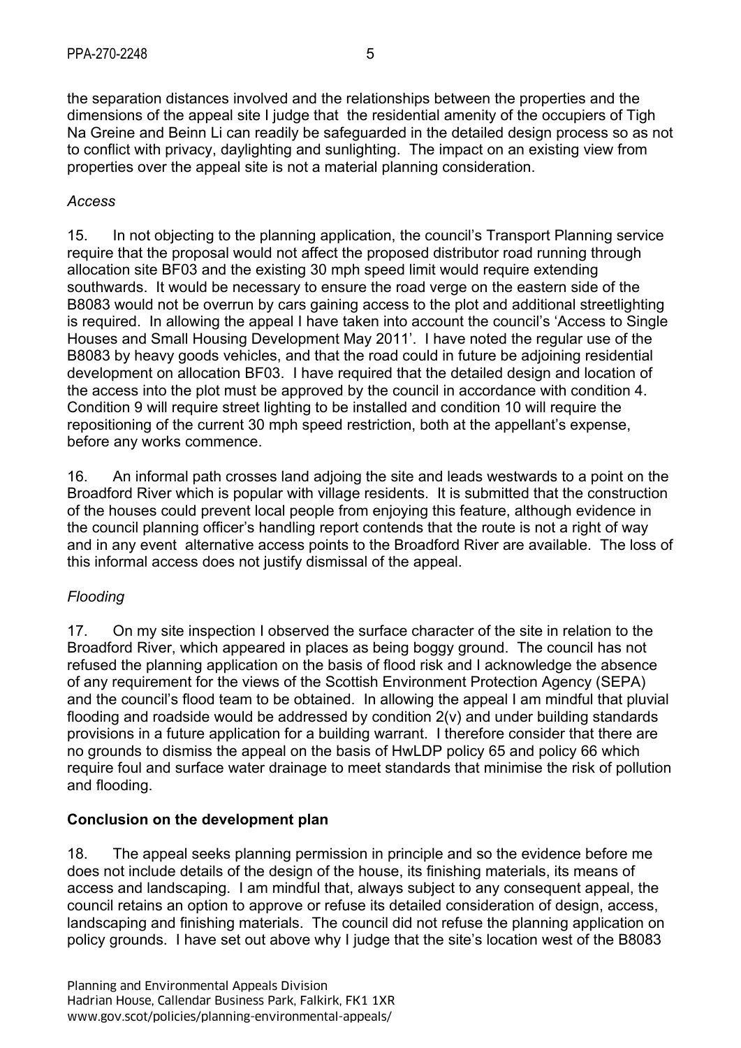the separation distances involved and the relationships between the properties and the dimensions of the appeal site I judge that the residential amenity of the occupiers of Tigh Na Greine and Beinn Li can readily be safeguarded in the detailed design process so as not to conflict with privacy, daylighting and sunlighting. The impact on an existing view from properties over the appeal site is not a material planning consideration.

*Access*

15. In not objecting to the planning application, the council's Transport Planning service require that the proposal would not affect the proposed distributor road running through allocation site BF03 and the existing 30 mph speed limit would require extending southwards. It would be necessary to ensure the road verge on the eastern side of the B8083 would not be overrun by cars gaining access to the plot and additional streetlighting is required. In allowing the appeal I have taken into account the council's 'Access to Single Houses and Small Housing Development May 2011'. I have noted the regular use of the B8083 by heavy goods vehicles, and that the road could in future be adjoining residential development on allocation BF03. I have required that the detailed design and location of the access into the plot must be approved by the council in accordance with condition 4. Condition 9 will require street lighting to be installed and condition 10 will require the repositioning of the current 30 mph speed restriction, both at the appellant's expense, before any works commence.

16. An informal path crosses land adjoining the site and leads westwards to a point on the Broadford River which is popular with village residents. It is submitted that the construction of the houses could prevent local people from enjoying this feature, although evidence in the council planning officer's handling report contends that the route is not a right of way and in any event alternative access points to the Broadford River are available. The loss of this informal access does not justify dismissal of the appeal.

*Flooding*

17. On my site inspection I observed the surface character of the site in relation to the Broadford River, which appeared in places as being boggy ground. The council has not refused the planning application on the basis of flood risk and I acknowledge the absence of any requirement for the views of the Scottish Environment Protection Agency (SEPA) and the council's flood team to be obtained. In allowing the appeal I am mindful that pluvial flooding and roadside would be addressed by condition 2(v) and under building standards provisions in a future application for a building warrant. I therefore consider that there are no grounds to dismiss the appeal on the basis of HwLDP policy 65 and policy 66 which require foul and surface water drainage to meet standards that minimise the risk of pollution and flooding.

**Conclusion on the development plan**

18. The appeal seeks planning permission in principle and so the evidence before me does not include details of the design of the house, its finishing materials, its means of access and landscaping. I am mindful that, always subject to any consequent appeal, the council retains an option to approve or refuse its detailed consideration of design, access, landscaping and finishing materials. The council did not refuse the planning application on policy grounds. I have set out above why I judge that the site's location west of the B8083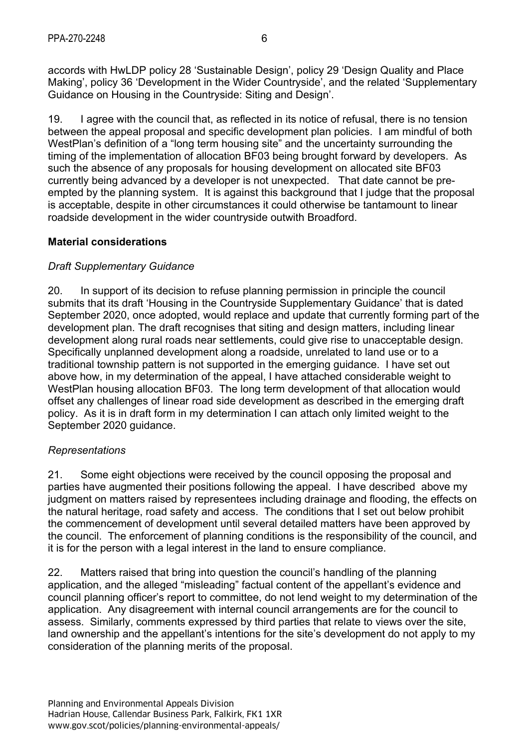accords with HwLDP policy 28 'Sustainable Design', policy 29 'Design Quality and Place Making', policy 36 'Development in the Wider Countryside', and the related 'Supplementary Guidance on Housing in the Countryside: Siting and Design'.

19. I agree with the council that, as reflected in its notice of refusal, there is no tension between the appeal proposal and specific development plan policies. I am mindful of both WestPlan's definition of a "long term housing site" and the uncertainty surrounding the timing of the implementation of allocation BF03 being brought forward by developers. As such the absence of any proposals for housing development on allocated site BF03 currently being advanced by a developer is not unexpected. That date cannot be pre-empted by the planning system. It is against this background that I judge that the proposal is acceptable, despite in other circumstances it could otherwise be tantamount to linear roadside development in the wider countryside outwith Broadford.

## Material considerations

### *Draft Supplementary Guidance*

20. In support of its decision to refuse planning permission in principle the council submits that its draft 'Housing in the Countryside Supplementary Guidance' that is dated September 2020, once adopted, would replace and update that currently forming part of the development plan. The draft recognises that siting and design matters, including linear development along rural roads near settlements, could give rise to unacceptable design. Specifically unplanned development along a roadside, unrelated to land use or to a traditional township pattern is not supported in the emerging guidance. I have set out above how, in my determination of the appeal, I have attached considerable weight to WestPlan housing allocation BF03. The long term development of that allocation would offset any challenges of linear road side development as described in the emerging draft policy. As it is in draft form in my determination I can attach only limited weight to the September 2020 guidance.

### *Representations*

21. Some eight objections were received by the council opposing the proposal and parties have augmented their positions following the appeal. I have described above my judgment on matters raised by representees including drainage and flooding, the effects on the natural heritage, road safety and access. The conditions that I set out below prohibit the commencement of development until several detailed matters have been approved by the council. The enforcement of planning conditions is the responsibility of the council, and it is for the person with a legal interest in the land to ensure compliance.

22. Matters raised that bring into question the council's handling of the planning application, and the alleged "misleading" factual content of the appellant's evidence and council planning officer's report to committee, do not lend weight to my determination of the application. Any disagreement with internal council arrangements are for the council to assess. Similarly, comments expressed by third parties that relate to views over the site, land ownership and the appellant's intentions for the site's development do not apply to my consideration of the planning merits of the proposal.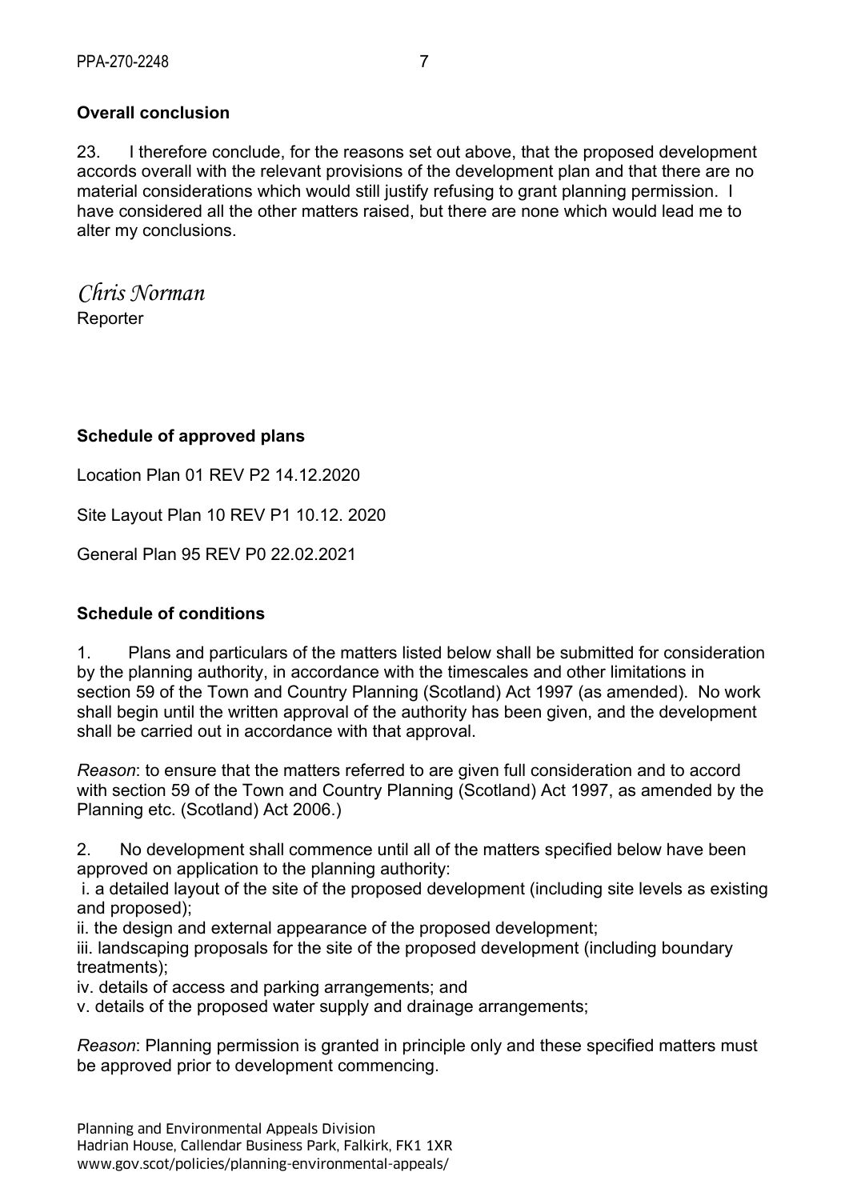**Overall conclusion**

23. I therefore conclude, for the reasons set out above, that the proposed development accords overall with the relevant provisions of the development plan and that there are no material considerations which would still justify refusing to grant planning permission. I have considered all the other matters raised, but there are none which would lead me to alter my conclusions.

*Chris Norman*

Reporter

**Schedule of approved plans**

Location Plan 01 REV P2 14.12.2020

Site Layout Plan 10 REV P1 10.12. 2020

General Plan 95 REV P0 22.02.2021

**Schedule of conditions**

1. Plans and particulars of the matters listed below shall be submitted for consideration by the planning authority, in accordance with the timescales and other limitations in section 59 of the Town and Country Planning (Scotland) Act 1997 (as amended). No work shall begin until the written approval of the authority has been given, and the development shall be carried out in accordance with that approval.

*Reason*: to ensure that the matters referred to are given full consideration and to accord with section 59 of the Town and Country Planning (Scotland) Act 1997, as amended by the Planning etc. (Scotland) Act 2006.)

2. No development shall commence until all of the matters specified below have been approved on application to the planning authority:

i. a detailed layout of the site of the proposed development (including site levels as existing and proposed);

ii. the design and external appearance of the proposed development;

iii. landscaping proposals for the site of the proposed development (including boundary treatments);

iv. details of access and parking arrangements; and

v. details of the proposed water supply and drainage arrangements;

*Reason*: Planning permission is granted in principle only and these specified matters must be approved prior to development commencing.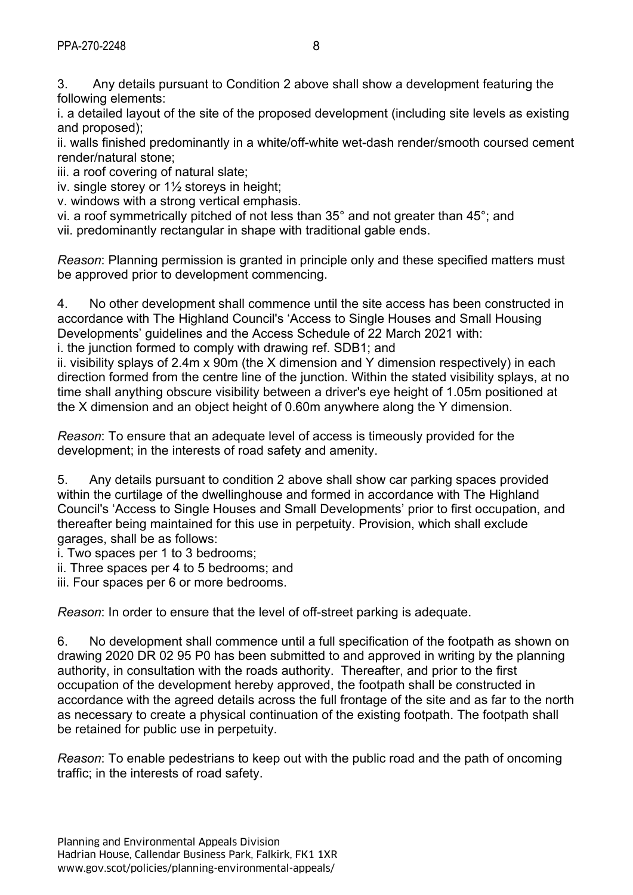3. Any details pursuant to Condition 2 above shall show a development featuring the following elements:

i. a detailed layout of the site of the proposed development (including site levels as existing and proposed);

ii. walls finished predominantly in a white/off-white wet-dash render/smooth coursed cement render/natural stone;

iii. a roof covering of natural slate;

iv. single storey or 1½ storeys in height;

v. windows with a strong vertical emphasis.

vi. a roof symmetrically pitched of not less than 35° and not greater than 45°; and

vii. predominantly rectangular in shape with traditional gable ends.

*Reason*: Planning permission is granted in principle only and these specified matters must be approved prior to development commencing.

4. No other development shall commence until the site access has been constructed in accordance with The Highland Council's 'Access to Single Houses and Small Housing Developments' guidelines and the Access Schedule of 22 March 2021 with:

i. the junction formed to comply with drawing ref. SDB1; and

ii. visibility splays of 2.4m x 90m (the X dimension and Y dimension respectively) in each direction formed from the centre line of the junction. Within the stated visibility splays, at no time shall anything obscure visibility between a driver's eye height of 1.05m positioned at the X dimension and an object height of 0.60m anywhere along the Y dimension.

*Reason*: To ensure that an adequate level of access is timeously provided for the development; in the interests of road safety and amenity.

5. Any details pursuant to condition 2 above shall show car parking spaces provided within the curtilage of the dwellinghouse and formed in accordance with The Highland Council's 'Access to Single Houses and Small Developments' prior to first occupation, and thereafter being maintained for this use in perpetuity. Provision, which shall exclude garages, shall be as follows:

i. Two spaces per 1 to 3 bedrooms;

ii. Three spaces per 4 to 5 bedrooms; and

iii. Four spaces per 6 or more bedrooms.

*Reason*: In order to ensure that the level of off-street parking is adequate.

6. No development shall commence until a full specification of the footpath as shown on drawing 2020 DR 02 95 P0 has been submitted to and approved in writing by the planning authority, in consultation with the roads authority. Thereafter, and prior to the first occupation of the development hereby approved, the footpath shall be constructed in accordance with the agreed details across the full frontage of the site and as far to the north as necessary to create a physical continuation of the existing footpath. The footpath shall be retained for public use in perpetuity.

*Reason*: To enable pedestrians to keep out with the public road and the path of oncoming traffic; in the interests of road safety.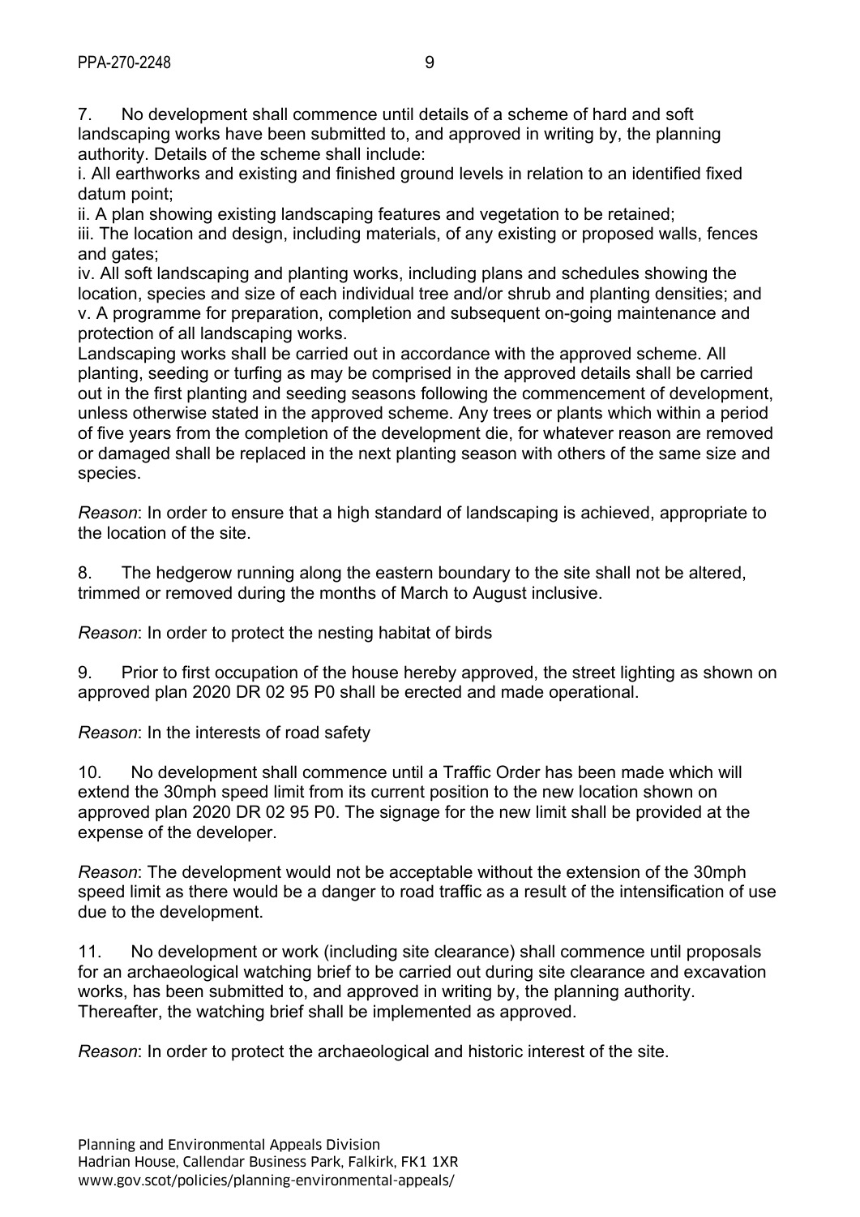7. No development shall commence until details of a scheme of hard and soft landscaping works have been submitted to, and approved in writing by, the planning authority. Details of the scheme shall include:

i. All earthworks and existing and finished ground levels in relation to an identified fixed datum point;

ii. A plan showing existing landscaping features and vegetation to be retained;

iii. The location and design, including materials, of any existing or proposed walls, fences and gates;

iv. All soft landscaping and planting works, including plans and schedules showing the location, species and size of each individual tree and/or shrub and planting densities; and

v. A programme for preparation, completion and subsequent on-going maintenance and protection of all landscaping works.

Landscaping works shall be carried out in accordance with the approved scheme. All planting, seeding or turfing as may be comprised in the approved details shall be carried out in the first planting and seeding seasons following the commencement of development, unless otherwise stated in the approved scheme. Any trees or plants which within a period of five years from the completion of the development die, for whatever reason are removed or damaged shall be replaced in the next planting season with others of the same size and species.

*Reason*: In order to ensure that a high standard of landscaping is achieved, appropriate to the location of the site.

8. The hedgerow running along the eastern boundary to the site shall not be altered, trimmed or removed during the months of March to August inclusive.

*Reason*: In order to protect the nesting habitat of birds

9. Prior to first occupation of the house hereby approved, the street lighting as shown on approved plan 2020 DR 02 95 P0 shall be erected and made operational.

*Reason*: In the interests of road safety

10. No development shall commence until a Traffic Order has been made which will extend the 30mph speed limit from its current position to the new location shown on approved plan 2020 DR 02 95 P0. The signage for the new limit shall be provided at the expense of the developer.

*Reason*: The development would not be acceptable without the extension of the 30mph speed limit as there would be a danger to road traffic as a result of the intensification of use due to the development.

11. No development or work (including site clearance) shall commence until proposals for an archaeological watching brief to be carried out during site clearance and excavation works, has been submitted to, and approved in writing by, the planning authority. Thereafter, the watching brief shall be implemented as approved.

*Reason*: In order to protect the archaeological and historic interest of the site.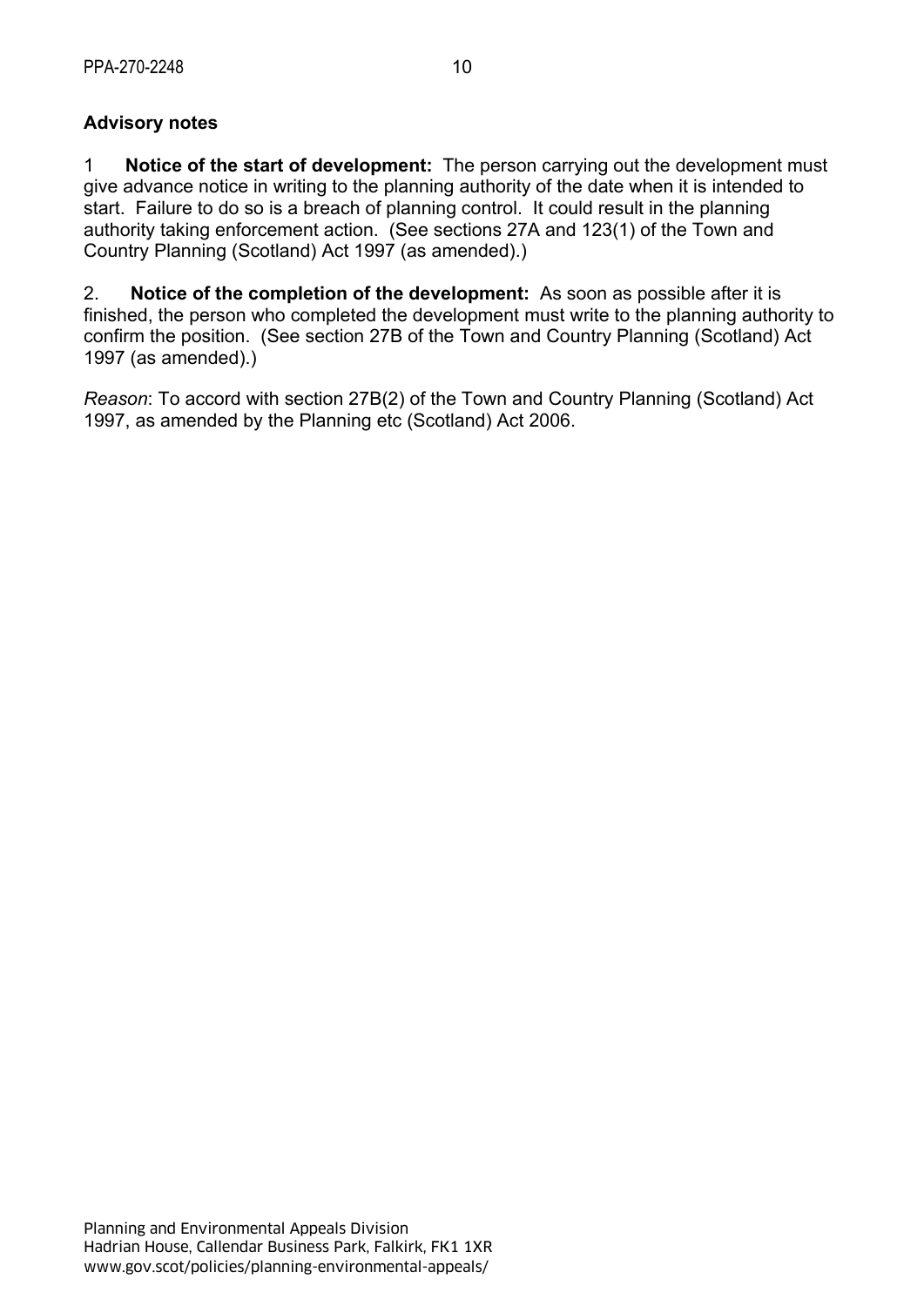**Advisory notes**

1 **Notice of the start of development:** The person carrying out the development must give advance notice in writing to the planning authority of the date when it is intended to start. Failure to do so is a breach of planning control. It could result in the planning authority taking enforcement action. (See sections 27A and 123(1) of the Town and Country Planning (Scotland) Act 1997 (as amended).)

2. **Notice of the completion of the development:** As soon as possible after it is finished, the person who completed the development must write to the planning authority to confirm the position. (See section 27B of the Town and Country Planning (Scotland) Act 1997 (as amended).)

*Reason*: To accord with section 27B(2) of the Town and Country Planning (Scotland) Act 1997, as amended by the Planning etc (Scotland) Act 2006.

Planning and Environmental Appeals Division
Hadrian House, Callendar Business Park, Falkirk, FK1 1XR
www.gov.scot/policies/planning-environmental-appeals/